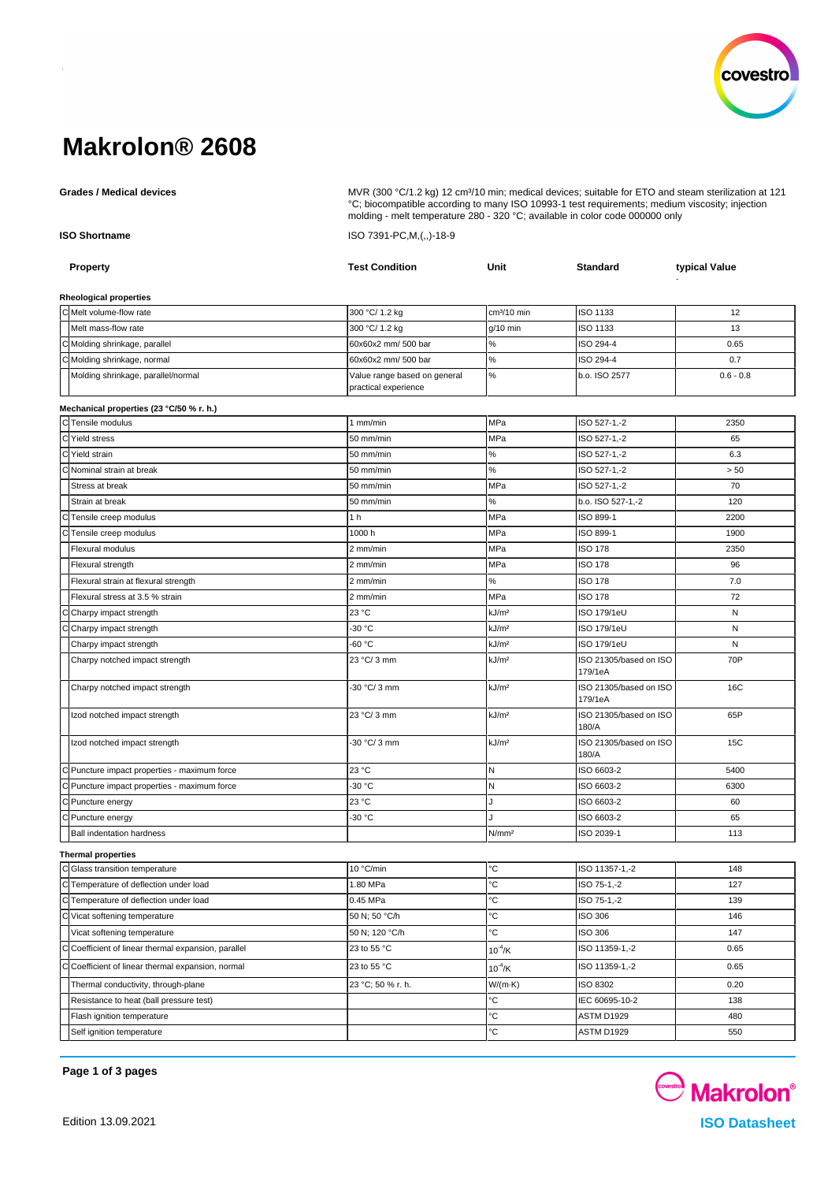# Makrolon® 2608

**Grades / Medical devices**

MVR (300 °C/1.2 kg) 12 cm³/10 min; medical devices; suitable for ETO and steam sterilization at 121 °C; biocompatible according to many ISO 10993-1 test requirements; medium viscosity; injection molding - melt temperature 280 - 320 °C; available in color code 000000 only

**ISO Shortname**

ISO 7391-PC,M,(,,)-18-9

| | Property | Test Condition | Unit | Standard | typical Value |
|---|---|---|---|---|---|
| | **Rheological properties** | | | | |
| C | Melt volume-flow rate | 300 °C/ 1.2 kg | cm³/10 min | ISO 1133 | 12 |
| | Melt mass-flow rate | 300 °C/ 1.2 kg | g/10 min | ISO 1133 | 13 |
| C | Molding shrinkage, parallel | 60x60x2 mm/ 500 bar | % | ISO 294-4 | 0.65 |
| C | Molding shrinkage, normal | 60x60x2 mm/ 500 bar | % | ISO 294-4 | 0.7 |
| | Molding shrinkage, parallel/normal | Value range based on general practical experience | % | b.o. ISO 2577 | 0.6 - 0.8 |
| | **Mechanical properties (23 °C/50 % r. h.)** | | | | |
| C | Tensile modulus | 1 mm/min | MPa | ISO 527-1,-2 | 2350 |
| C | Yield stress | 50 mm/min | MPa | ISO 527-1,-2 | 65 |
| C | Yield strain | 50 mm/min | % | ISO 527-1,-2 | 6.3 |
| C | Nominal strain at break | 50 mm/min | % | ISO 527-1,-2 | > 50 |
| | Stress at break | 50 mm/min | MPa | ISO 527-1,-2 | 70 |
| | Strain at break | 50 mm/min | % | b.o. ISO 527-1,-2 | 120 |
| C | Tensile creep modulus | 1 h | MPa | ISO 899-1 | 2200 |
| C | Tensile creep modulus | 1000 h | MPa | ISO 899-1 | 1900 |
| | Flexural modulus | 2 mm/min | MPa | ISO 178 | 2350 |
| | Flexural strength | 2 mm/min | MPa | ISO 178 | 96 |
| | Flexural strain at flexural strength | 2 mm/min | % | ISO 178 | 7.0 |
| | Flexural stress at 3.5 % strain | 2 mm/min | MPa | ISO 178 | 72 |
| C | Charpy impact strength | 23 °C | kJ/m² | ISO 179/1eU | N |
| C | Charpy impact strength | -30 °C | kJ/m² | ISO 179/1eU | N |
| | Charpy impact strength | -60 °C | kJ/m² | ISO 179/1eU | N |
| | Charpy notched impact strength | 23 °C/ 3 mm | kJ/m² | ISO 21305/based on ISO 179/1eA | 70P |
| | Charpy notched impact strength | -30 °C/ 3 mm | kJ/m² | ISO 21305/based on ISO 179/1eA | 16C |
| | Izod notched impact strength | 23 °C/ 3 mm | kJ/m² | ISO 21305/based on ISO 180/A | 65P |
| | Izod notched impact strength | -30 °C/ 3 mm | kJ/m² | ISO 21305/based on ISO 180/A | 15C |
| C | Puncture impact properties - maximum force | 23 °C | N | ISO 6603-2 | 5400 |
| C | Puncture impact properties - maximum force | -30 °C | N | ISO 6603-2 | 6300 |
| C | Puncture energy | 23 °C | J | ISO 6603-2 | 60 |
| C | Puncture energy | -30 °C | J | ISO 6603-2 | 65 |
| | Ball indentation hardness | | N/mm² | ISO 2039-1 | 113 |
| | **Thermal properties** | | | | |
| C | Glass transition temperature | 10 °C/min | °C | ISO 11357-1,-2 | 148 |
| C | Temperature of deflection under load | 1.80 MPa | °C | ISO 75-1,-2 | 127 |
| C | Temperature of deflection under load | 0.45 MPa | °C | ISO 75-1,-2 | 139 |
| C | Vicat softening temperature | 50 N; 50 °C/h | °C | ISO 306 | 146 |
| | Vicat softening temperature | 50 N; 120 °C/h | °C | ISO 306 | 147 |
| C | Coefficient of linear thermal expansion, parallel | 23 to 55 °C | $10^{-4}$/K | ISO 11359-1,-2 | 0.65 |
| C | Coefficient of linear thermal expansion, normal | 23 to 55 °C | $10^{-4}$/K | ISO 11359-1,-2 | 0.65 |
| | Thermal conductivity, through-plane | 23 °C; 50 % r. h. | W/(m·K) | ISO 8302 | 0.20 |
| | Resistance to heat (ball pressure test) | | °C | IEC 60695-10-2 | 138 |
| | Flash ignition temperature | | °C | ASTM D1929 | 480 |
| | Self ignition temperature | | °C | ASTM D1929 | 550 |

Edition 13.09.2021

Makrolon® ISO Datasheet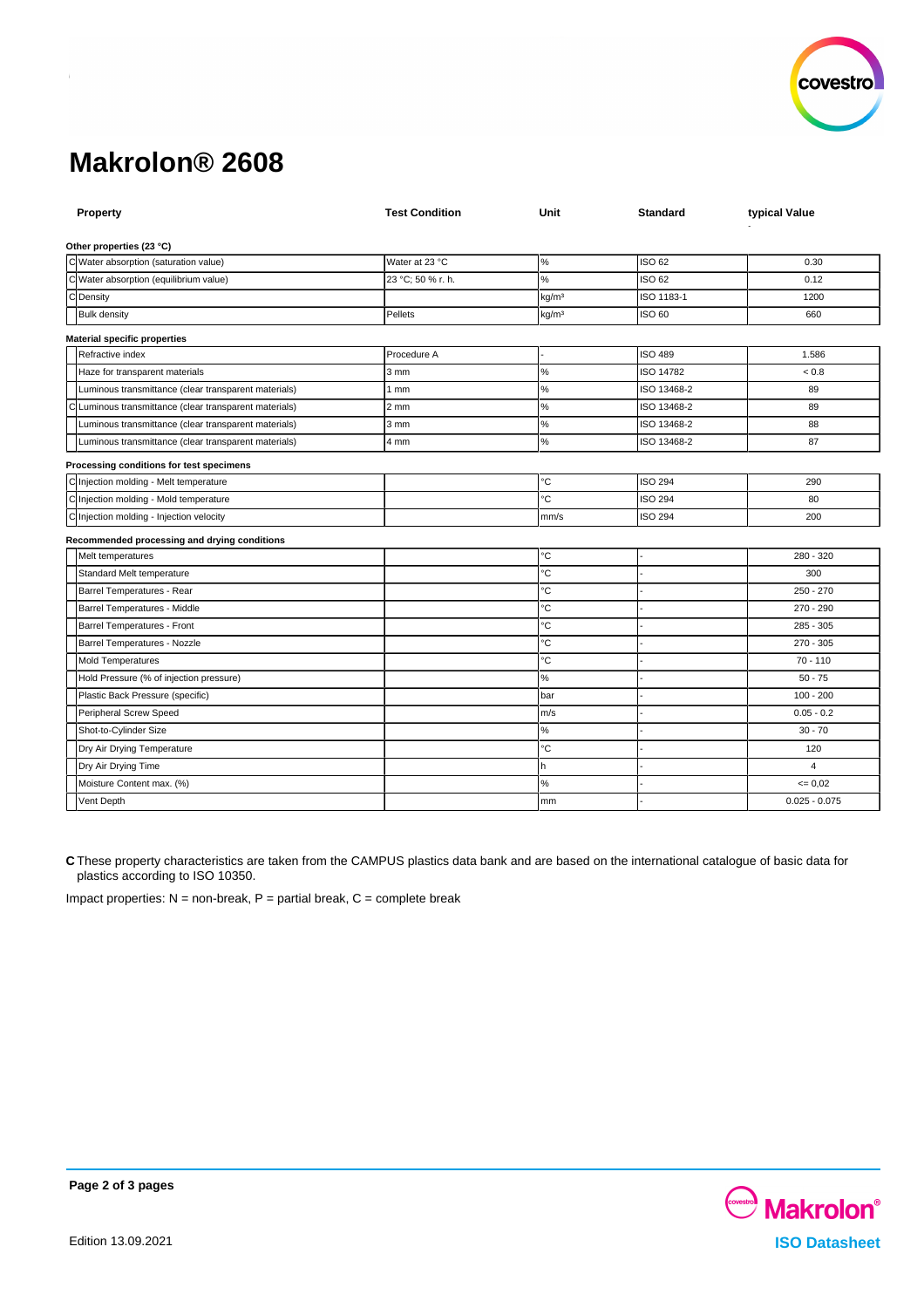# Makrolon® 2608

| | Property | Test Condition | Unit | Standard | typical Value |
|---|---|---|---|---|---|
| | **Other properties (23 °C)** | | | | |
| C | Water absorption (saturation value) | Water at 23 °C | % | ISO 62 | 0.30 |
| C | Water absorption (equilibrium value) | 23 °C; 50 % r. h. | % | ISO 62 | 0.12 |
| C | Density | | kg/m³ | ISO 1183-1 | 1200 |
| | Bulk density | Pellets | kg/m³ | ISO 60 | 660 |
| | **Material specific properties** | | | | |
| | Refractive index | Procedure A | - | ISO 489 | 1.586 |
| | Haze for transparent materials | 3 mm | % | ISO 14782 | < 0.8 |
| | Luminous transmittance (clear transparent materials) | 1 mm | % | ISO 13468-2 | 89 |
| C | Luminous transmittance (clear transparent materials) | 2 mm | % | ISO 13468-2 | 89 |
| | Luminous transmittance (clear transparent materials) | 3 mm | % | ISO 13468-2 | 88 |
| | Luminous transmittance (clear transparent materials) | 4 mm | % | ISO 13468-2 | 87 |
| | **Processing conditions for test specimens** | | | | |
| C | Injection molding - Melt temperature | | °C | ISO 294 | 290 |
| C | Injection molding - Mold temperature | | °C | ISO 294 | 80 |
| C | Injection molding - Injection velocity | | mm/s | ISO 294 | 200 |
| | **Recommended processing and drying conditions** | | | | |
| | Melt temperatures | | °C | - | 280 - 320 |
| | Standard Melt temperature | | °C | - | 300 |
| | Barrel Temperatures - Rear | | °C | - | 250 - 270 |
| | Barrel Temperatures - Middle | | °C | - | 270 - 290 |
| | Barrel Temperatures - Front | | °C | - | 285 - 305 |
| | Barrel Temperatures - Nozzle | | °C | - | 270 - 305 |
| | Mold Temperatures | | °C | - | 70 - 110 |
| | Hold Pressure (% of injection pressure) | | % | - | 50 - 75 |
| | Plastic Back Pressure (specific) | | bar | - | 100 - 200 |
| | Peripheral Screw Speed | | m/s | - | 0.05 - 0.2 |
| | Shot-to-Cylinder Size | | % | - | 30 - 70 |
| | Dry Air Drying Temperature | | °C | - | 120 |
| | Dry Air Drying Time | | h | - | 4 |
| | Moisture Content max. (%) | | % | - | <= 0,02 |
| | Vent Depth | | mm | - | 0.025 - 0.075 |

**C** These property characteristics are taken from the CAMPUS plastics data bank and are based on the international catalogue of basic data for plastics according to ISO 10350.

Impact properties: N = non-break, P = partial break, C = complete break

Edition 13.09.2021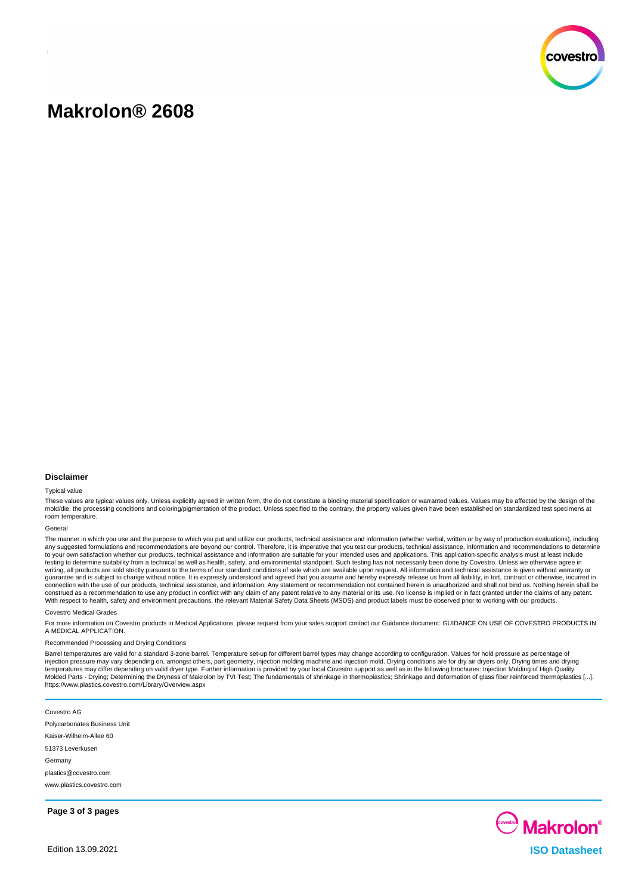# Makrolon® 2608

## Disclaimer

Typical value

These values are typical values only. Unless explicitly agreed in written form, the do not constitute a binding material specification or warranted values. Values may be affected by the design of the mold/die, the processing conditions and coloring/pigmentation of the product. Unless specified to the contrary, the property values given have been established on standardized test specimens at room temperature.

General

The manner in which you use and the purpose to which you put and utilize our products, technical assistance and information (whether verbal, written or by way of production evaluations), including any suggested formulations and recommendations are beyond our control. Therefore, it is imperative that you test our products, technical assistance, information and recommendations to determine to your own satisfaction whether our products, technical assistance and information are suitable for your intended uses and applications. This application-specific analysis must at least include testing to determine suitability from a technical as well as health, safety, and environmental standpoint. Such testing has not necessarily been done by Covestro. Unless we otherwise agree in writing, all products are sold strictly pursuant to the terms of our standard conditions of sale which are available upon request. All information and technical assistance is given without warranty or guarantee and is subject to change without notice. It is expressly understood and agreed that you assume and hereby expressly release us from all liability, in tort, contract or otherwise, incurred in connection with the use of our products, technical assistance, and information. Any statement or recommendation not contained herein is unauthorized and shall not bind us. Nothing herein shall be construed as a recommendation to use any product in conflict with any claim of any patent relative to any material or its use. No license is implied or in fact granted under the claims of any patent. With respect to health, safety and environment precautions, the relevant Material Safety Data Sheets (MSDS) and product labels must be observed prior to working with our products.

Covestro Medical Grades

For more information on Covestro products in Medical Applications, please request from your sales support contact our Guidance document: GUIDANCE ON USE OF COVESTRO PRODUCTS IN A MEDICAL APPLICATION.

Recommended Processing and Drying Conditions

Barrel temperatures are valid for a standard 3-zone barrel. Temperature set-up for different barrel types may change according to configuration. Values for hold pressure as percentage of injection pressure may vary depending on, amongst others, part geometry, injection molding machine and injection mold. Drying conditions are for dry air dryers only. Drying times and drying temperatures may differ depending on valid dryer type. Further information is provided by your local Covestro support as well as in the following brochures: Injection Molding of High Quality Molded Parts - Drying; Determining the Dryness of Makrolon by TVI Test; The fundamentals of shrinkage in thermoplastics; Shrinkage and deformation of glass fiber reinforced thermoplastics [...]. https://www.plastics.covestro.com/Library/Overview.aspx

Covestro AG

Polycarbonates Business Unit

Kaiser-Wilhelm-Allee 60

51373 Leverkusen

Germany

plastics@covestro.com

www.plastics.covestro.com

Edition 13.09.2021

ISO Datasheet